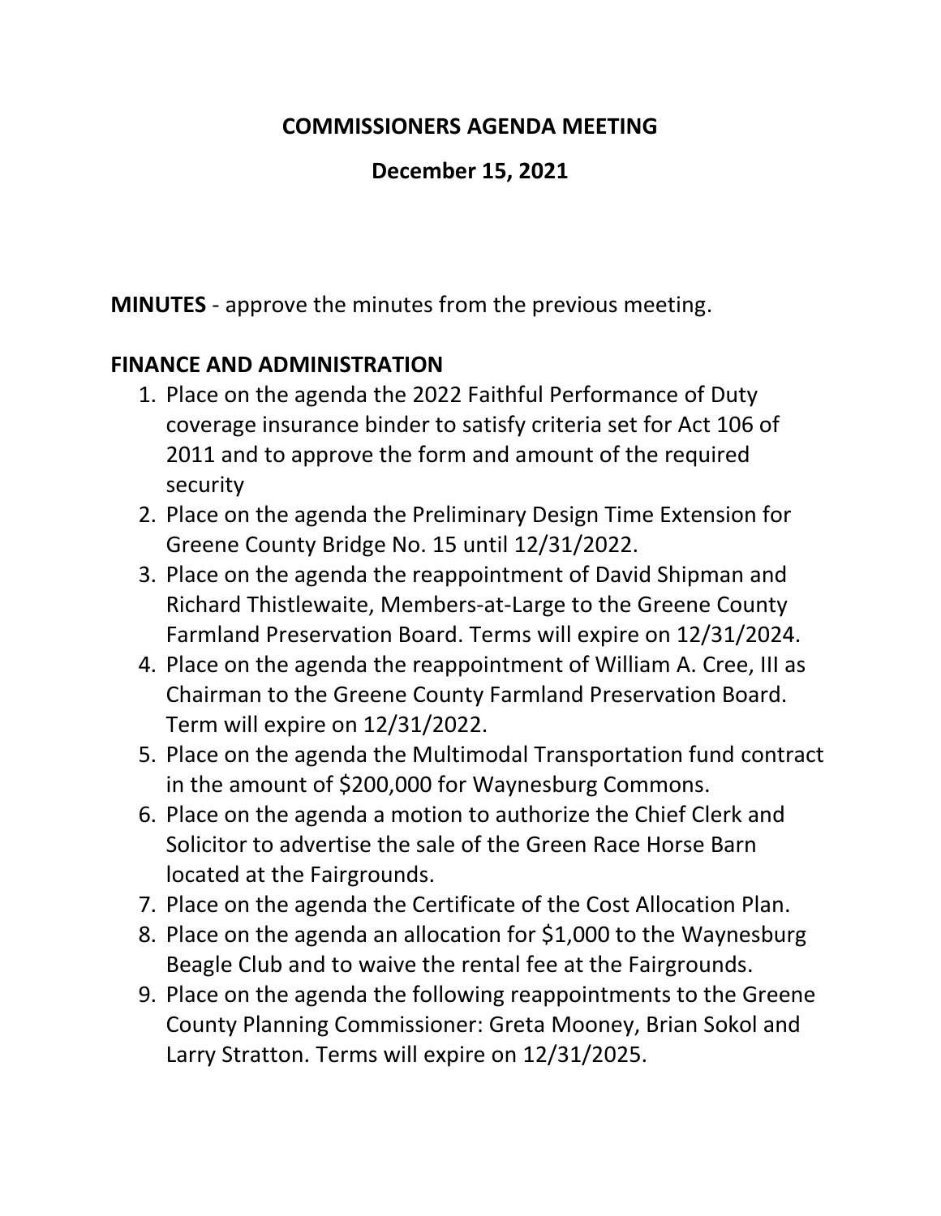# COMMISSIONERS AGENDA MEETING

## December 15, 2021

**MINUTES** - approve the minutes from the previous meeting.

**FINANCE AND ADMINISTRATION**

1. Place on the agenda the 2022 Faithful Performance of Duty coverage insurance binder to satisfy criteria set for Act 106 of 2011 and to approve the form and amount of the required security
2. Place on the agenda the Preliminary Design Time Extension for Greene County Bridge No. 15 until 12/31/2022.
3. Place on the agenda the reappointment of David Shipman and Richard Thistlewaite, Members-at-Large to the Greene County Farmland Preservation Board. Terms will expire on 12/31/2024.
4. Place on the agenda the reappointment of William A. Cree, III as Chairman to the Greene County Farmland Preservation Board. Term will expire on 12/31/2022.
5. Place on the agenda the Multimodal Transportation fund contract in the amount of $200,000 for Waynesburg Commons.
6. Place on the agenda a motion to authorize the Chief Clerk and Solicitor to advertise the sale of the Green Race Horse Barn located at the Fairgrounds.
7. Place on the agenda the Certificate of the Cost Allocation Plan.
8. Place on the agenda an allocation for $1,000 to the Waynesburg Beagle Club and to waive the rental fee at the Fairgrounds.
9. Place on the agenda the following reappointments to the Greene County Planning Commissioner: Greta Mooney, Brian Sokol and Larry Stratton. Terms will expire on 12/31/2025.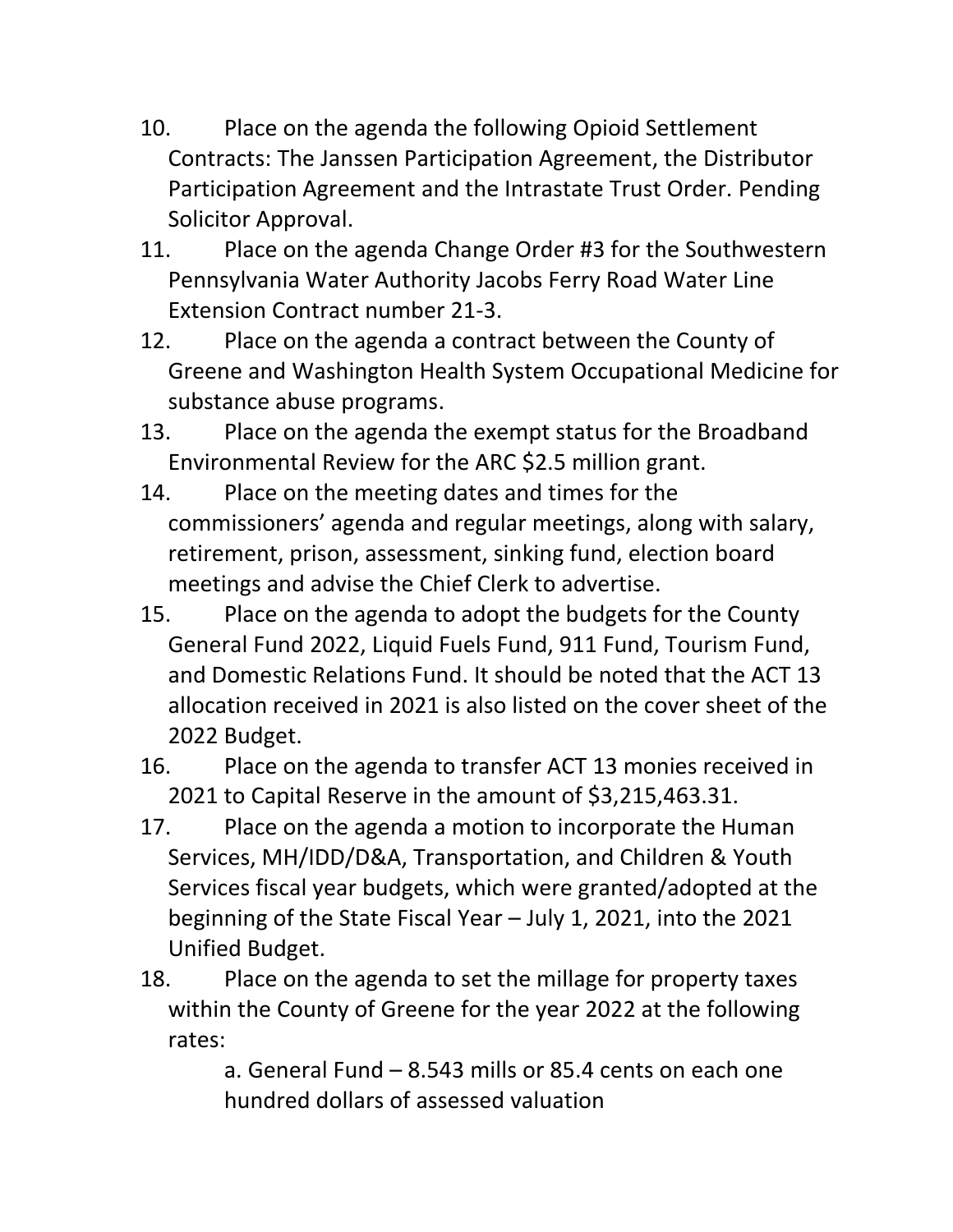10. Place on the agenda the following Opioid Settlement Contracts: The Janssen Participation Agreement, the Distributor Participation Agreement and the Intrastate Trust Order. Pending Solicitor Approval.
11. Place on the agenda Change Order #3 for the Southwestern Pennsylvania Water Authority Jacobs Ferry Road Water Line Extension Contract number 21-3.
12. Place on the agenda a contract between the County of Greene and Washington Health System Occupational Medicine for substance abuse programs.
13. Place on the agenda the exempt status for the Broadband Environmental Review for the ARC $2.5 million grant.
14. Place on the meeting dates and times for the commissioners' agenda and regular meetings, along with salary, retirement, prison, assessment, sinking fund, election board meetings and advise the Chief Clerk to advertise.
15. Place on the agenda to adopt the budgets for the County General Fund 2022, Liquid Fuels Fund, 911 Fund, Tourism Fund, and Domestic Relations Fund. It should be noted that the ACT 13 allocation received in 2021 is also listed on the cover sheet of the 2022 Budget.
16. Place on the agenda to transfer ACT 13 monies received in 2021 to Capital Reserve in the amount of $3,215,463.31.
17. Place on the agenda a motion to incorporate the Human Services, MH/IDD/D&A, Transportation, and Children & Youth Services fiscal year budgets, which were granted/adopted at the beginning of the State Fiscal Year – July 1, 2021, into the 2021 Unified Budget.
18. Place on the agenda to set the millage for property taxes within the County of Greene for the year 2022 at the following rates:

    a. General Fund – 8.543 mills or 85.4 cents on each one hundred dollars of assessed valuation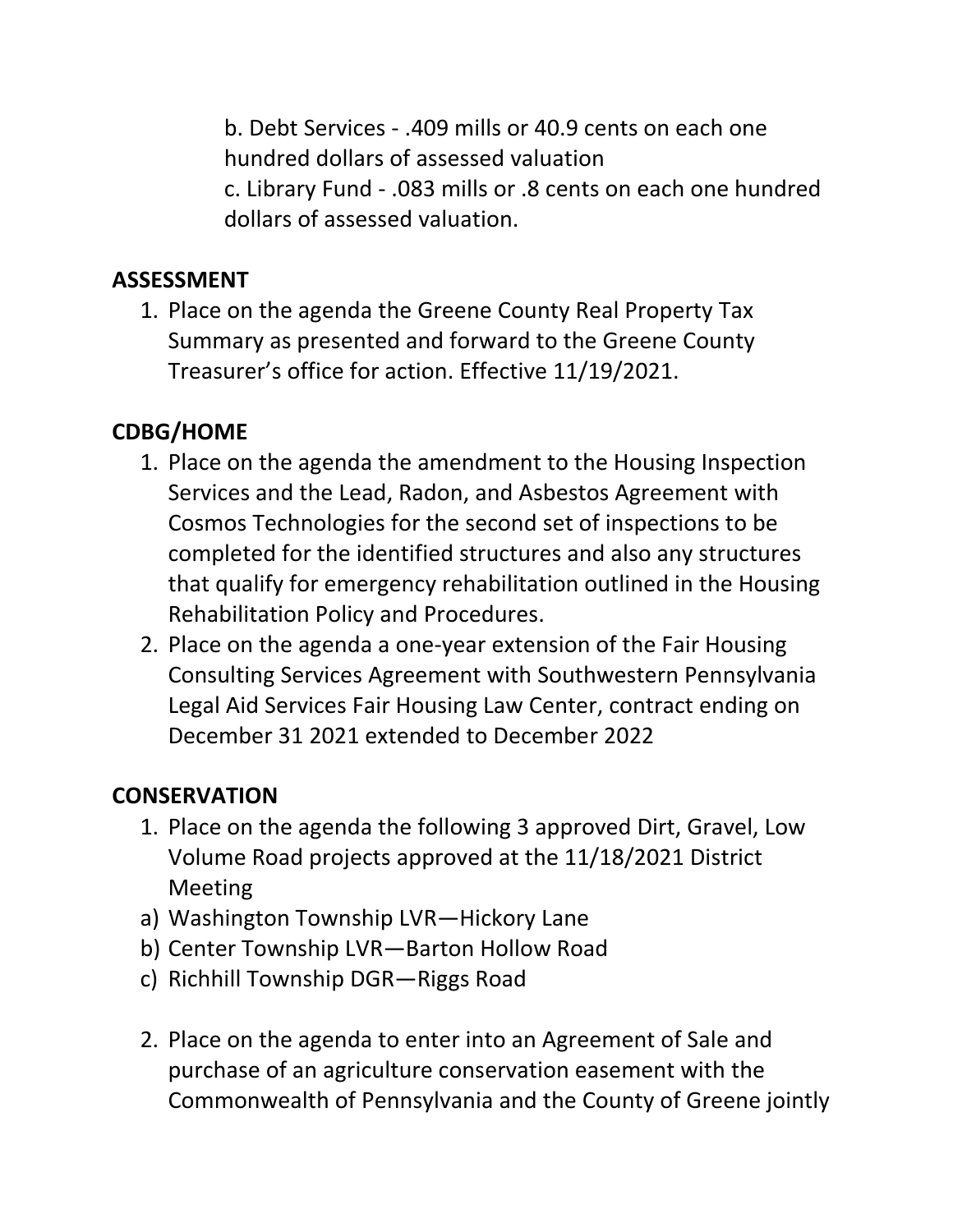b. Debt Services - .409 mills or 40.9 cents on each one hundred dollars of assessed valuation

c. Library Fund - .083 mills or .8 cents on each one hundred dollars of assessed valuation.

**ASSESSMENT**

1. Place on the agenda the Greene County Real Property Tax Summary as presented and forward to the Greene County Treasurer's office for action. Effective 11/19/2021.

**CDBG/HOME**

1. Place on the agenda the amendment to the Housing Inspection Services and the Lead, Radon, and Asbestos Agreement with Cosmos Technologies for the second set of inspections to be completed for the identified structures and also any structures that qualify for emergency rehabilitation outlined in the Housing Rehabilitation Policy and Procedures.
2. Place on the agenda a one-year extension of the Fair Housing Consulting Services Agreement with Southwestern Pennsylvania Legal Aid Services Fair Housing Law Center, contract ending on December 31 2021 extended to December 2022

**CONSERVATION**

1. Place on the agenda the following 3 approved Dirt, Gravel, Low Volume Road projects approved at the 11/18/2021 District Meeting

a) Washington Township LVR—Hickory Lane
b) Center Township LVR—Barton Hollow Road
c) Richhill Township DGR—Riggs Road

2. Place on the agenda to enter into an Agreement of Sale and purchase of an agriculture conservation easement with the Commonwealth of Pennsylvania and the County of Greene jointly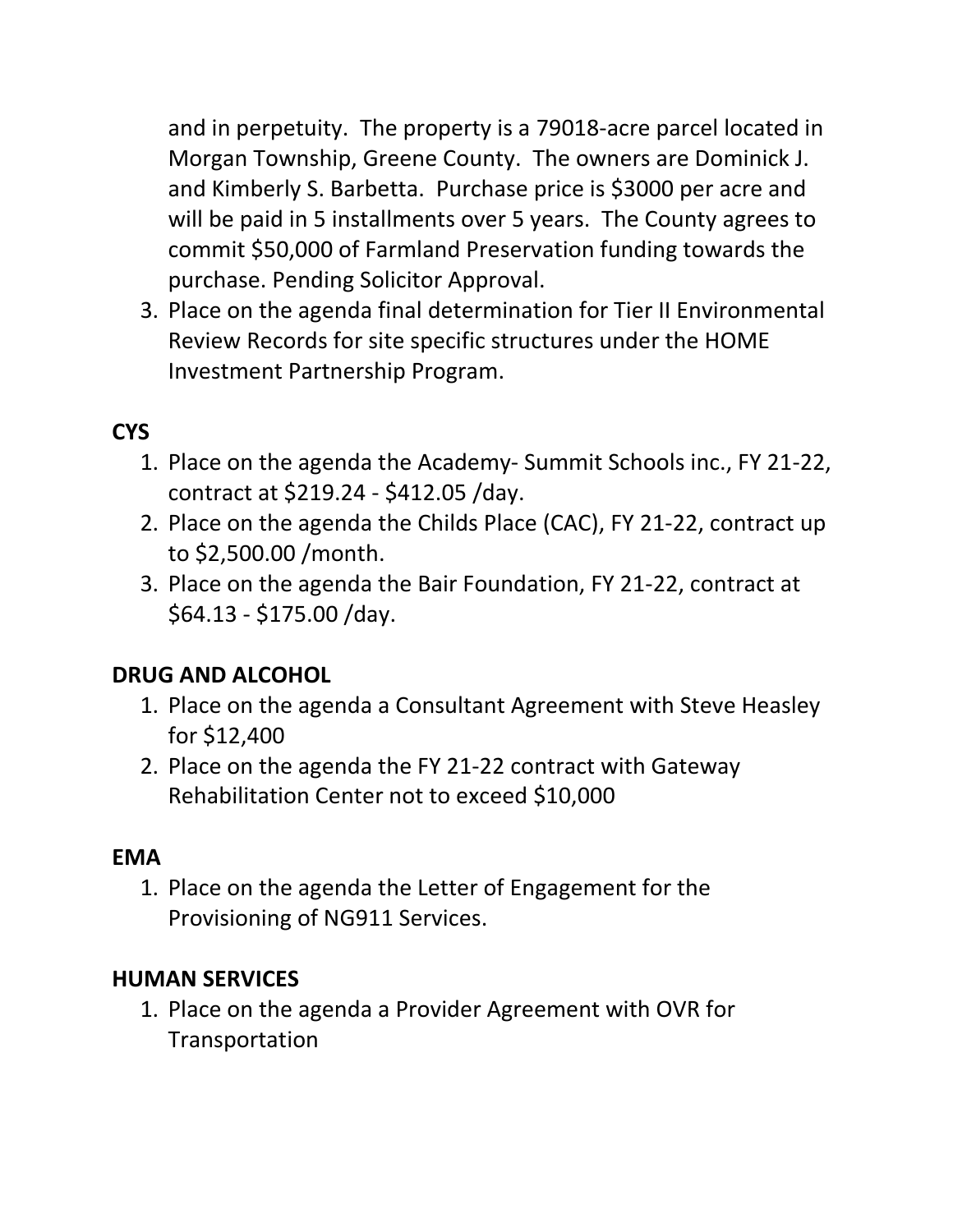and in perpetuity. The property is a 79018-acre parcel located in Morgan Township, Greene County. The owners are Dominick J. and Kimberly S. Barbetta. Purchase price is $3000 per acre and will be paid in 5 installments over 5 years. The County agrees to commit $50,000 of Farmland Preservation funding towards the purchase. Pending Solicitor Approval.

3. Place on the agenda final determination for Tier II Environmental Review Records for site specific structures under the HOME Investment Partnership Program.

**CYS**

1. Place on the agenda the Academy- Summit Schools inc., FY 21-22, contract at $219.24 - $412.05 /day.
2. Place on the agenda the Childs Place (CAC), FY 21-22, contract up to $2,500.00 /month.
3. Place on the agenda the Bair Foundation, FY 21-22, contract at $64.13 - $175.00 /day.

**DRUG AND ALCOHOL**

1. Place on the agenda a Consultant Agreement with Steve Heasley for $12,400
2. Place on the agenda the FY 21-22 contract with Gateway Rehabilitation Center not to exceed $10,000

**EMA**

1. Place on the agenda the Letter of Engagement for the Provisioning of NG911 Services.

**HUMAN SERVICES**

1. Place on the agenda a Provider Agreement with OVR for Transportation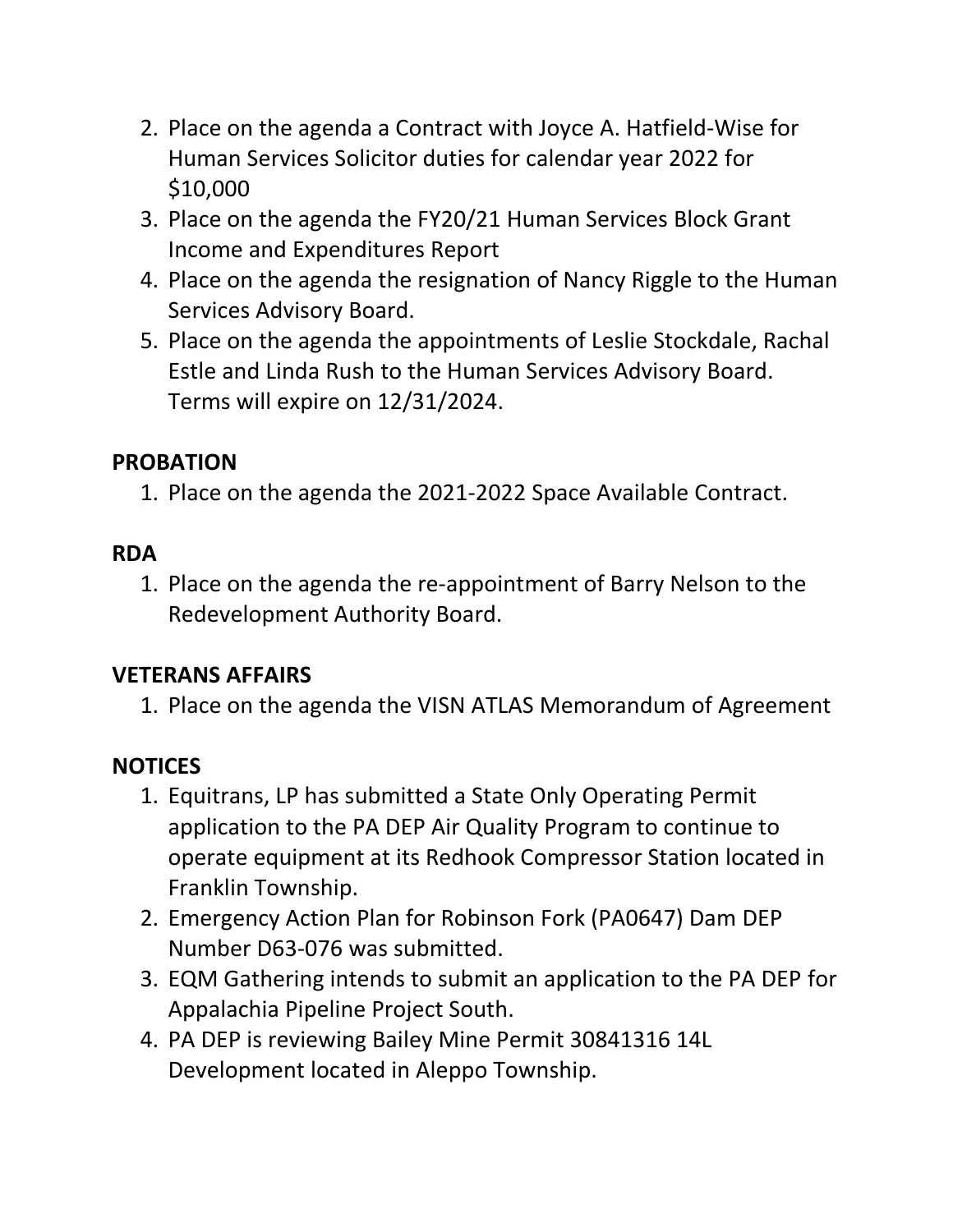2. Place on the agenda a Contract with Joyce A. Hatfield-Wise for Human Services Solicitor duties for calendar year 2022 for $10,000
3. Place on the agenda the FY20/21 Human Services Block Grant Income and Expenditures Report
4. Place on the agenda the resignation of Nancy Riggle to the Human Services Advisory Board.
5. Place on the agenda the appointments of Leslie Stockdale, Rachal Estle and Linda Rush to the Human Services Advisory Board. Terms will expire on 12/31/2024.

**PROBATION**

1. Place on the agenda the 2021-2022 Space Available Contract.

**RDA**

1. Place on the agenda the re-appointment of Barry Nelson to the Redevelopment Authority Board.

**VETERANS AFFAIRS**

1. Place on the agenda the VISN ATLAS Memorandum of Agreement

**NOTICES**

1. Equitrans, LP has submitted a State Only Operating Permit application to the PA DEP Air Quality Program to continue to operate equipment at its Redhook Compressor Station located in Franklin Township.
2. Emergency Action Plan for Robinson Fork (PA0647) Dam DEP Number D63-076 was submitted.
3. EQM Gathering intends to submit an application to the PA DEP for Appalachia Pipeline Project South.
4. PA DEP is reviewing Bailey Mine Permit 30841316 14L Development located in Aleppo Township.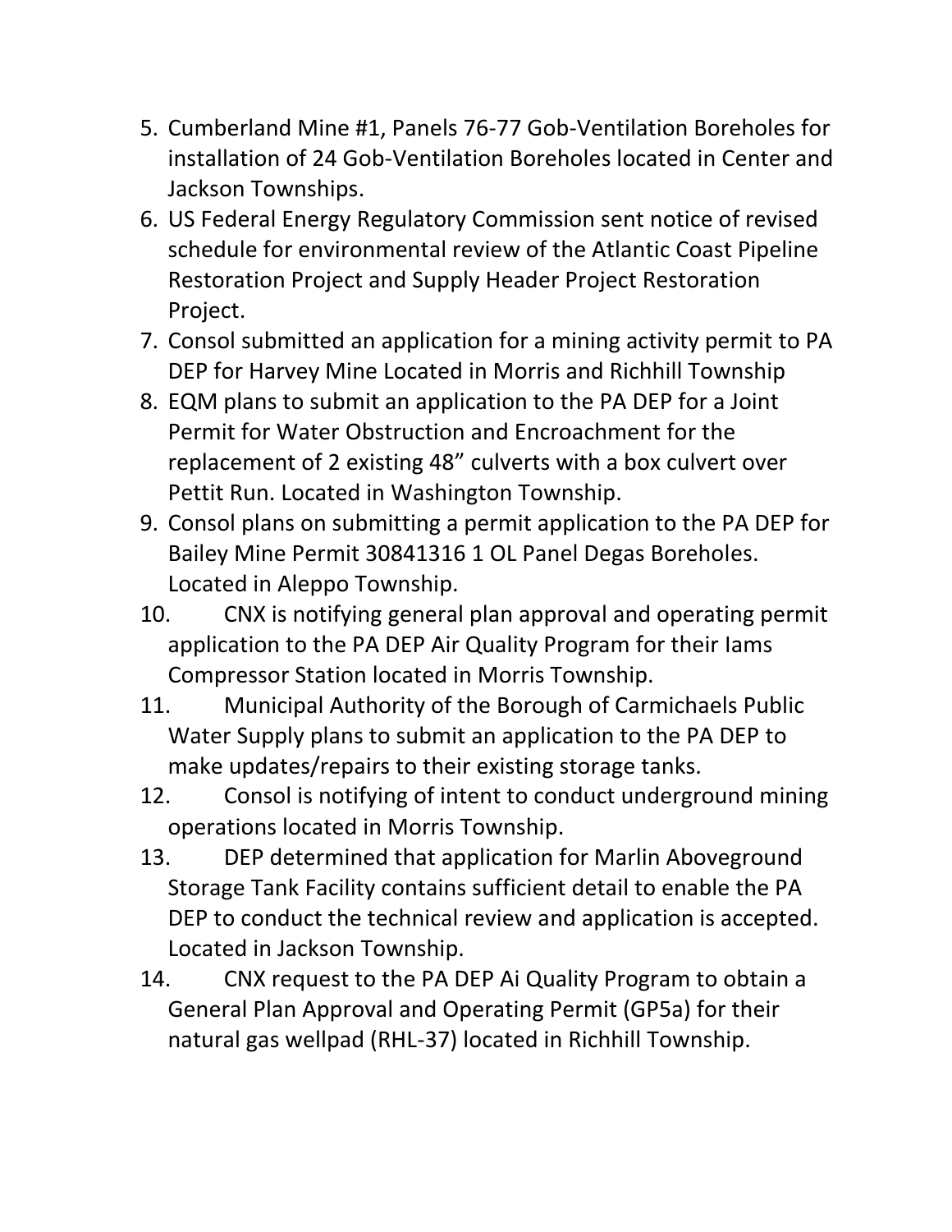5. Cumberland Mine #1, Panels 76-77 Gob-Ventilation Boreholes for installation of 24 Gob-Ventilation Boreholes located in Center and Jackson Townships.
6. US Federal Energy Regulatory Commission sent notice of revised schedule for environmental review of the Atlantic Coast Pipeline Restoration Project and Supply Header Project Restoration Project.
7. Consol submitted an application for a mining activity permit to PA DEP for Harvey Mine Located in Morris and Richhill Township
8. EQM plans to submit an application to the PA DEP for a Joint Permit for Water Obstruction and Encroachment for the replacement of 2 existing 48" culverts with a box culvert over Pettit Run. Located in Washington Township.
9. Consol plans on submitting a permit application to the PA DEP for Bailey Mine Permit 30841316 1 OL Panel Degas Boreholes. Located in Aleppo Township.
10. CNX is notifying general plan approval and operating permit application to the PA DEP Air Quality Program for their Iams Compressor Station located in Morris Township.
11. Municipal Authority of the Borough of Carmichaels Public Water Supply plans to submit an application to the PA DEP to make updates/repairs to their existing storage tanks.
12. Consol is notifying of intent to conduct underground mining operations located in Morris Township.
13. DEP determined that application for Marlin Aboveground Storage Tank Facility contains sufficient detail to enable the PA DEP to conduct the technical review and application is accepted. Located in Jackson Township.
14. CNX request to the PA DEP Ai Quality Program to obtain a General Plan Approval and Operating Permit (GP5a) for their natural gas wellpad (RHL-37) located in Richhill Township.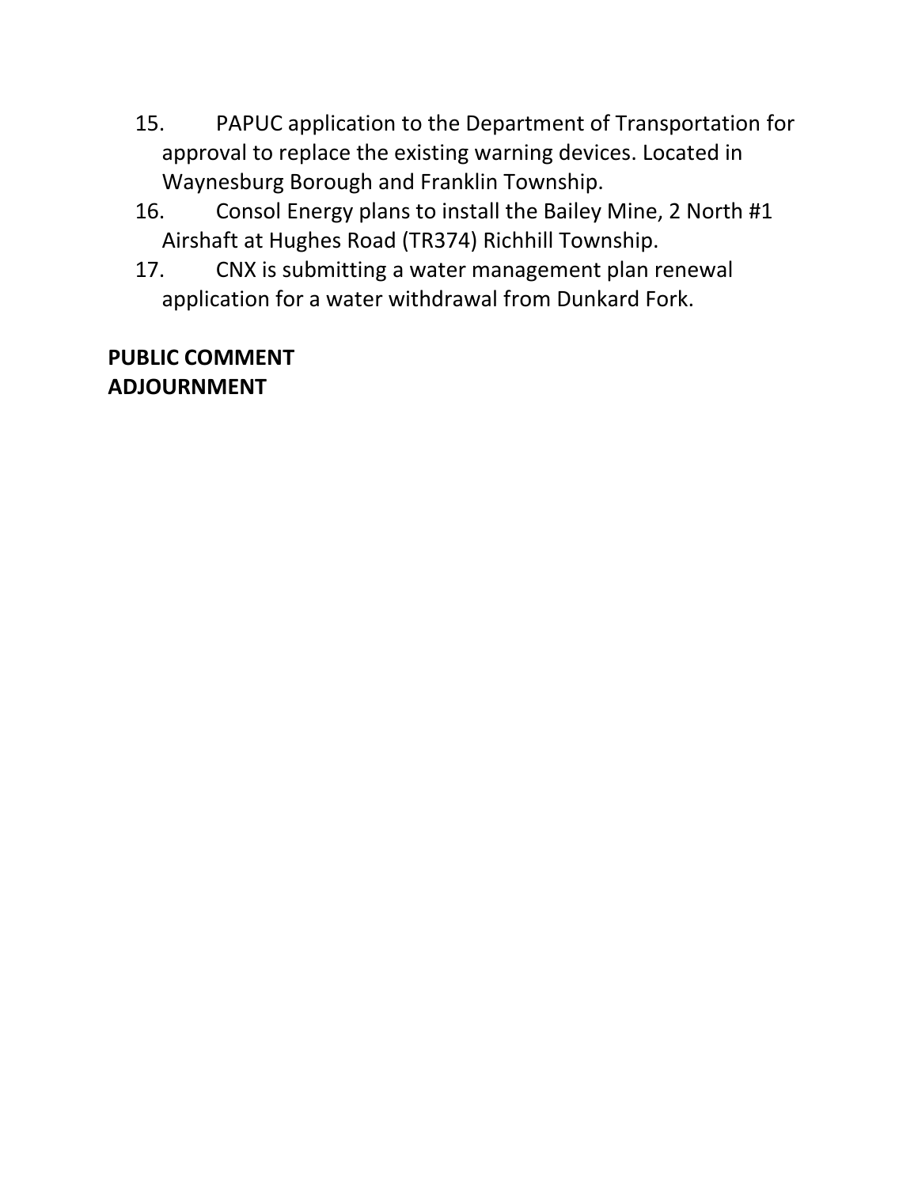15. PAPUC application to the Department of Transportation for approval to replace the existing warning devices. Located in Waynesburg Borough and Franklin Township.
16. Consol Energy plans to install the Bailey Mine, 2 North #1 Airshaft at Hughes Road (TR374) Richhill Township.
17. CNX is submitting a water management plan renewal application for a water withdrawal from Dunkard Fork.

**PUBLIC COMMENT**
**ADJOURNMENT**